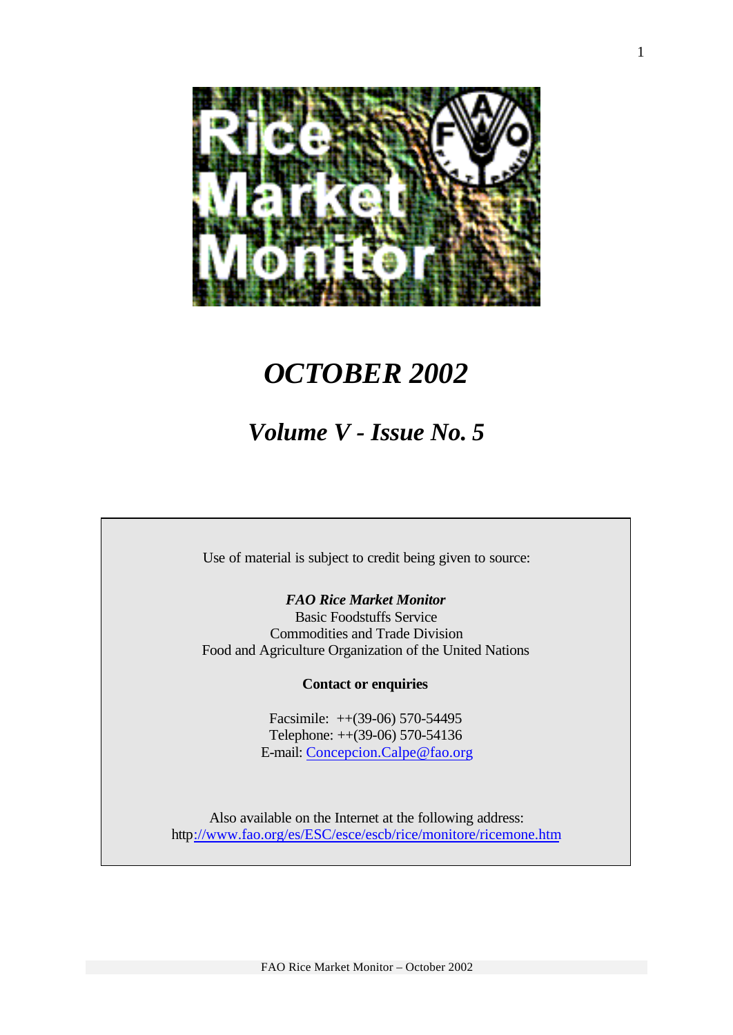# Rice Market Monitor

# *OCTOBER 2002*

## *Volume V - Issue No. 5*

Use of material is subject to credit being given to source:

***FAO Rice Market Monitor***
Basic Foodstuffs Service
Commodities and Trade Division
Food and Agriculture Organization of the United Nations

**Contact or enquiries**

Facsimile: ++(39-06) 570-54495
Telephone: ++(39-06) 570-54136
E-mail: Concepcion.Calpe@fao.org

Also available on the Internet at the following address:
http://www.fao.org/es/ESC/esce/escb/rice/monitore/ricemone.htm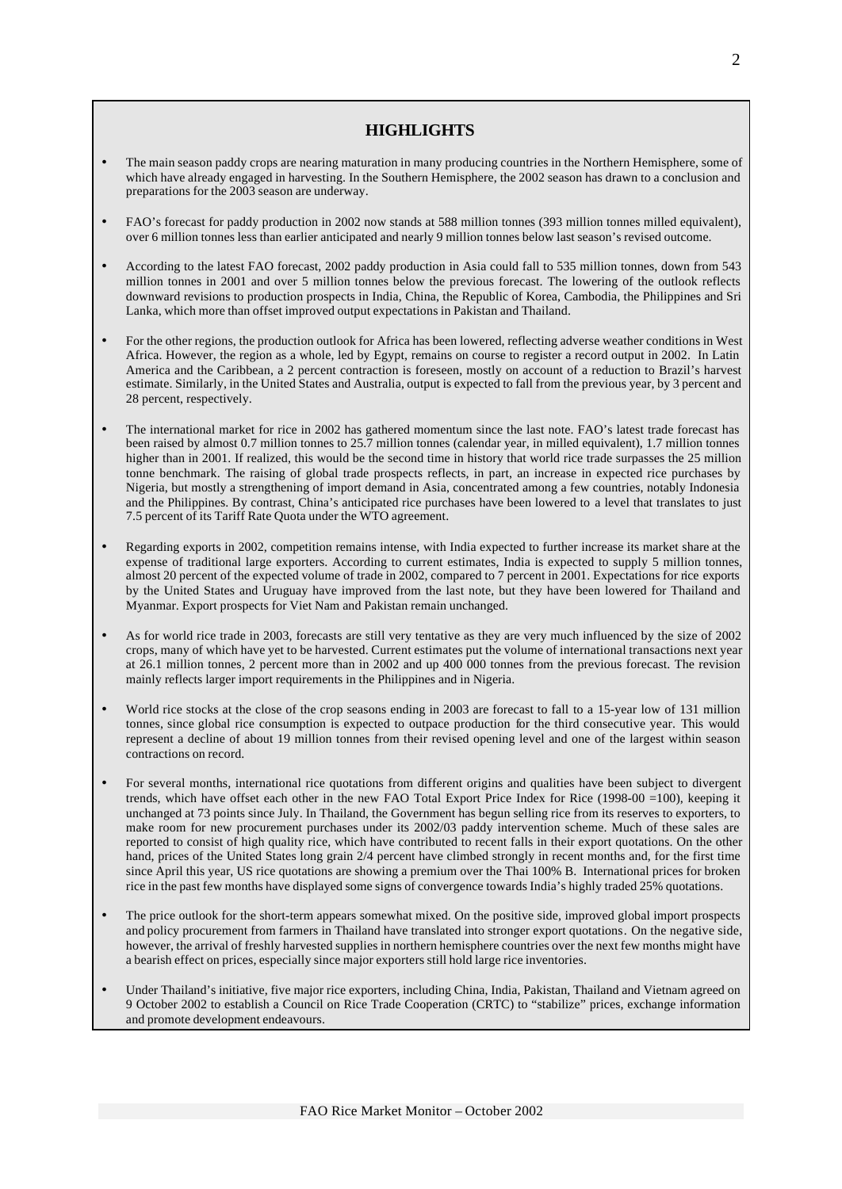## HIGHLIGHTS

- The main season paddy crops are nearing maturation in many producing countries in the Northern Hemisphere, some of which have already engaged in harvesting. In the Southern Hemisphere, the 2002 season has drawn to a conclusion and preparations for the 2003 season are underway.

- FAO's forecast for paddy production in 2002 now stands at 588 million tonnes (393 million tonnes milled equivalent), over 6 million tonnes less than earlier anticipated and nearly 9 million tonnes below last season's revised outcome.

- According to the latest FAO forecast, 2002 paddy production in Asia could fall to 535 million tonnes, down from 543 million tonnes in 2001 and over 5 million tonnes below the previous forecast. The lowering of the outlook reflects downward revisions to production prospects in India, China, the Republic of Korea, Cambodia, the Philippines and Sri Lanka, which more than offset improved output expectations in Pakistan and Thailand.

- For the other regions, the production outlook for Africa has been lowered, reflecting adverse weather conditions in West Africa. However, the region as a whole, led by Egypt, remains on course to register a record output in 2002. In Latin America and the Caribbean, a 2 percent contraction is foreseen, mostly on account of a reduction to Brazil's harvest estimate. Similarly, in the United States and Australia, output is expected to fall from the previous year, by 3 percent and 28 percent, respectively.

- The international market for rice in 2002 has gathered momentum since the last note. FAO's latest trade forecast has been raised by almost 0.7 million tonnes to 25.7 million tonnes (calendar year, in milled equivalent), 1.7 million tonnes higher than in 2001. If realized, this would be the second time in history that world rice trade surpasses the 25 million tonne benchmark. The raising of global trade prospects reflects, in part, an increase in expected rice purchases by Nigeria, but mostly a strengthening of import demand in Asia, concentrated among a few countries, notably Indonesia and the Philippines. By contrast, China's anticipated rice purchases have been lowered to a level that translates to just 7.5 percent of its Tariff Rate Quota under the WTO agreement.

- Regarding exports in 2002, competition remains intense, with India expected to further increase its market share at the expense of traditional large exporters. According to current estimates, India is expected to supply 5 million tonnes, almost 20 percent of the expected volume of trade in 2002, compared to 7 percent in 2001. Expectations for rice exports by the United States and Uruguay have improved from the last note, but they have been lowered for Thailand and Myanmar. Export prospects for Viet Nam and Pakistan remain unchanged.

- As for world rice trade in 2003, forecasts are still very tentative as they are very much influenced by the size of 2002 crops, many of which have yet to be harvested. Current estimates put the volume of international transactions next year at 26.1 million tonnes, 2 percent more than in 2002 and up 400 000 tonnes from the previous forecast. The revision mainly reflects larger import requirements in the Philippines and in Nigeria.

- World rice stocks at the close of the crop seasons ending in 2003 are forecast to fall to a 15-year low of 131 million tonnes, since global rice consumption is expected to outpace production for the third consecutive year. This would represent a decline of about 19 million tonnes from their revised opening level and one of the largest within season contractions on record.

- For several months, international rice quotations from different origins and qualities have been subject to divergent trends, which have offset each other in the new FAO Total Export Price Index for Rice (1998-00 =100), keeping it unchanged at 73 points since July. In Thailand, the Government has begun selling rice from its reserves to exporters, to make room for new procurement purchases under its 2002/03 paddy intervention scheme. Much of these sales are reported to consist of high quality rice, which have contributed to recent falls in their export quotations. On the other hand, prices of the United States long grain 2/4 percent have climbed strongly in recent months and, for the first time since April this year, US rice quotations are showing a premium over the Thai 100% B. International prices for broken rice in the past few months have displayed some signs of convergence towards India's highly traded 25% quotations.

- The price outlook for the short-term appears somewhat mixed. On the positive side, improved global import prospects and policy procurement from farmers in Thailand have translated into stronger export quotations. On the negative side, however, the arrival of freshly harvested supplies in northern hemisphere countries over the next few months might have a bearish effect on prices, especially since major exporters still hold large rice inventories.

- Under Thailand's initiative, five major rice exporters, including China, India, Pakistan, Thailand and Vietnam agreed on 9 October 2002 to establish a Council on Rice Trade Cooperation (CRTC) to "stabilize" prices, exchange information and promote development endeavours.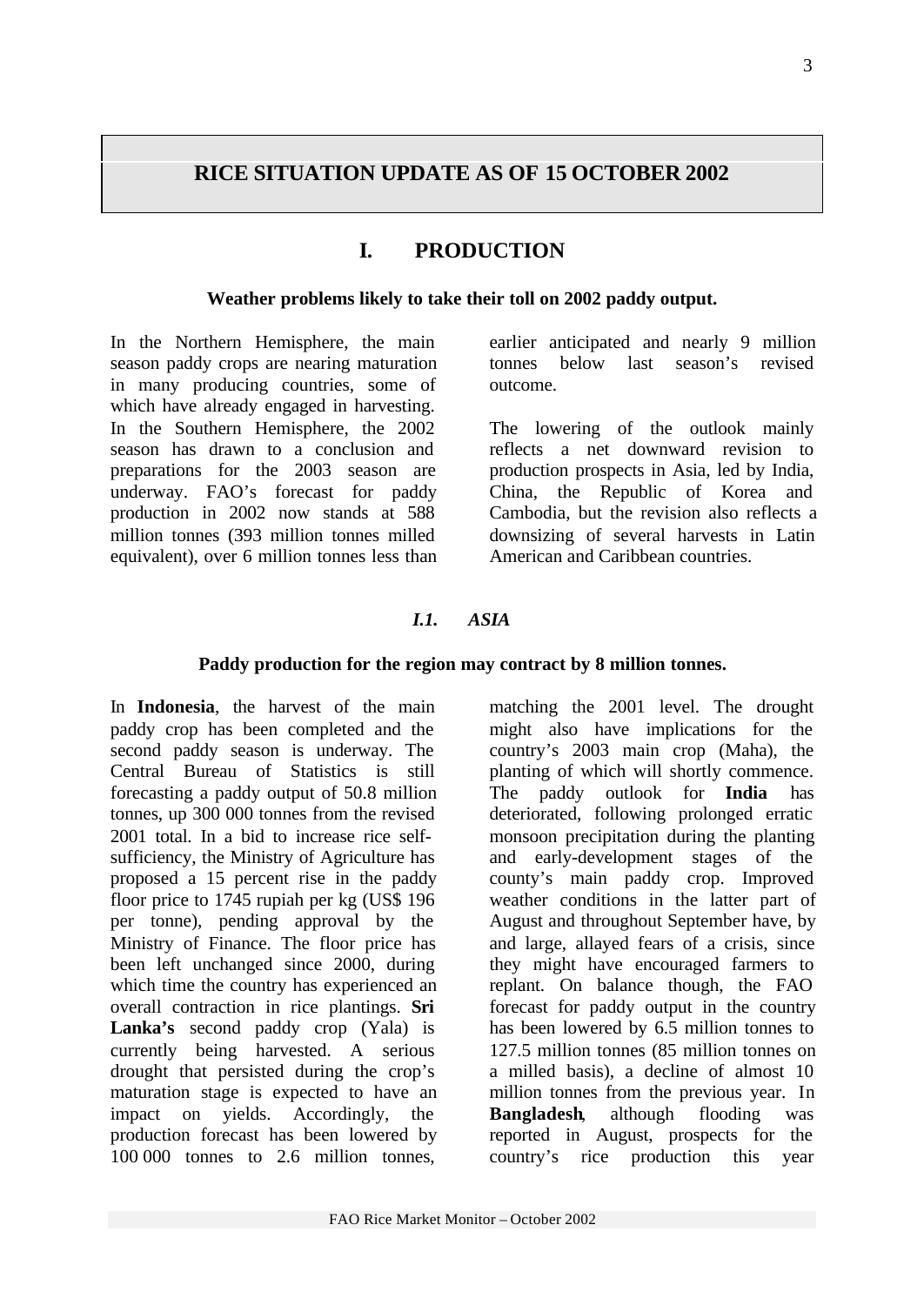# RICE SITUATION UPDATE AS OF 15 OCTOBER 2002

## I. PRODUCTION

**Weather problems likely to take their toll on 2002 paddy output.**

In the Northern Hemisphere, the main season paddy crops are nearing maturation in many producing countries, some of which have already engaged in harvesting. In the Southern Hemisphere, the 2002 season has drawn to a conclusion and preparations for the 2003 season are underway. FAO's forecast for paddy production in 2002 now stands at 588 million tonnes (393 million tonnes milled equivalent), over 6 million tonnes less than earlier anticipated and nearly 9 million tonnes below last season's revised outcome.

The lowering of the outlook mainly reflects a net downward revision to production prospects in Asia, led by India, China, the Republic of Korea and Cambodia, but the revision also reflects a downsizing of several harvests in Latin American and Caribbean countries.

### *I.1. ASIA*

**Paddy production for the region may contract by 8 million tonnes.**

In **Indonesia**, the harvest of the main paddy crop has been completed and the second paddy season is underway. The Central Bureau of Statistics is still forecasting a paddy output of 50.8 million tonnes, up 300 000 tonnes from the revised 2001 total. In a bid to increase rice self-sufficiency, the Ministry of Agriculture has proposed a 15 percent rise in the paddy floor price to 1745 rupiah per kg (US$ 196 per tonne), pending approval by the Ministry of Finance. The floor price has been left unchanged since 2000, during which time the country has experienced an overall contraction in rice plantings. **Sri Lanka's** second paddy crop (Yala) is currently being harvested. A serious drought that persisted during the crop's maturation stage is expected to have an impact on yields. Accordingly, the production forecast has been lowered by 100 000 tonnes to 2.6 million tonnes, matching the 2001 level. The drought might also have implications for the country's 2003 main crop (Maha), the planting of which will shortly commence. The paddy outlook for **India** has deteriorated, following prolonged erratic monsoon precipitation during the planting and early-development stages of the county's main paddy crop. Improved weather conditions in the latter part of August and throughout September have, by and large, allayed fears of a crisis, since they might have encouraged farmers to replant. On balance though, the FAO forecast for paddy output in the country has been lowered by 6.5 million tonnes to 127.5 million tonnes (85 million tonnes on a milled basis), a decline of almost 10 million tonnes from the previous year. In **Bangladesh**, although flooding was reported in August, prospects for the country's rice production this year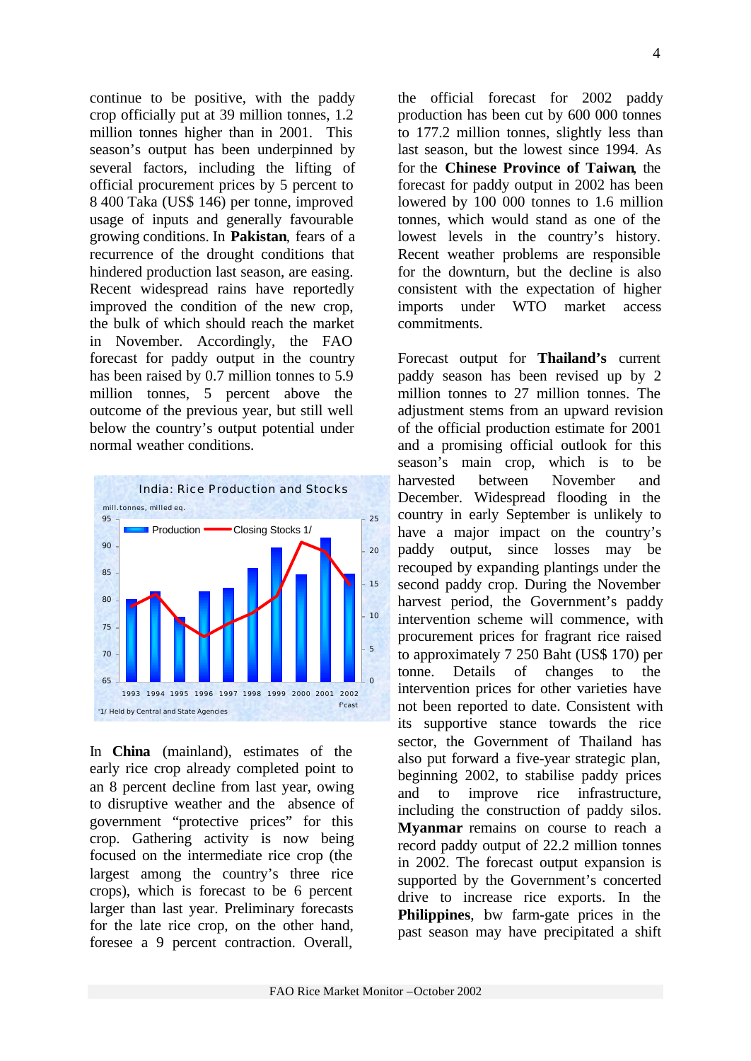continue to be positive, with the paddy crop officially put at 39 million tonnes, 1.2 million tonnes higher than in 2001. This season's output has been underpinned by several factors, including the lifting of official procurement prices by 5 percent to 8 400 Taka (US$ 146) per tonne, improved usage of inputs and generally favourable growing conditions. In **Pakistan**, fears of a recurrence of the drought conditions that hindered production last season, are easing. Recent widespread rains have reportedly improved the condition of the new crop, the bulk of which should reach the market in November. Accordingly, the FAO forecast for paddy output in the country has been raised by 0.7 million tonnes to 5.9 million tonnes, 5 percent above the outcome of the previous year, but still well below the country's output potential under normal weather conditions.

India: Rice Production and Stocks

mill.tonnes, milled eq.

Production — Closing Stocks 1/

1993 1994 1995 1996 1997 1998 1999 2000 2001 2002 f'cast

'1/ Held by Central and State Agencies

In **China** (mainland), estimates of the early rice crop already completed point to an 8 percent decline from last year, owing to disruptive weather and the absence of government "protective prices" for this crop. Gathering activity is now being focused on the intermediate rice crop (the largest among the country's three rice crops), which is forecast to be 6 percent larger than last year. Preliminary forecasts for the late rice crop, on the other hand, foresee a 9 percent contraction. Overall, the official forecast for 2002 paddy production has been cut by 600 000 tonnes to 177.2 million tonnes, slightly less than last season, but the lowest since 1994. As for the **Chinese Province of Taiwan**, the forecast for paddy output in 2002 has been lowered by 100 000 tonnes to 1.6 million tonnes, which would stand as one of the lowest levels in the country's history. Recent weather problems are responsible for the downturn, but the decline is also consistent with the expectation of higher imports under WTO market access commitments.

Forecast output for **Thailand's** current paddy season has been revised up by 2 million tonnes to 27 million tonnes. The adjustment stems from an upward revision of the official production estimate for 2001 and a promising official outlook for this season's main crop, which is to be harvested between November and December. Widespread flooding in the country in early September is unlikely to have a major impact on the country's paddy output, since losses may be recouped by expanding plantings under the second paddy crop. During the November harvest period, the Government's paddy intervention scheme will commence, with procurement prices for fragrant rice raised to approximately 7 250 Baht (US$ 170) per tonne. Details of changes to the intervention prices for other varieties have not been reported to date. Consistent with its supportive stance towards the rice sector, the Government of Thailand has also put forward a five-year strategic plan, beginning 2002, to stabilise paddy prices and to improve rice infrastructure, including the construction of paddy silos. **Myanmar** remains on course to reach a record paddy output of 22.2 million tonnes in 2002. The forecast output expansion is supported by the Government's concerted drive to increase rice exports. In the **Philippines**, bw farm-gate prices in the past season may have precipitated a shift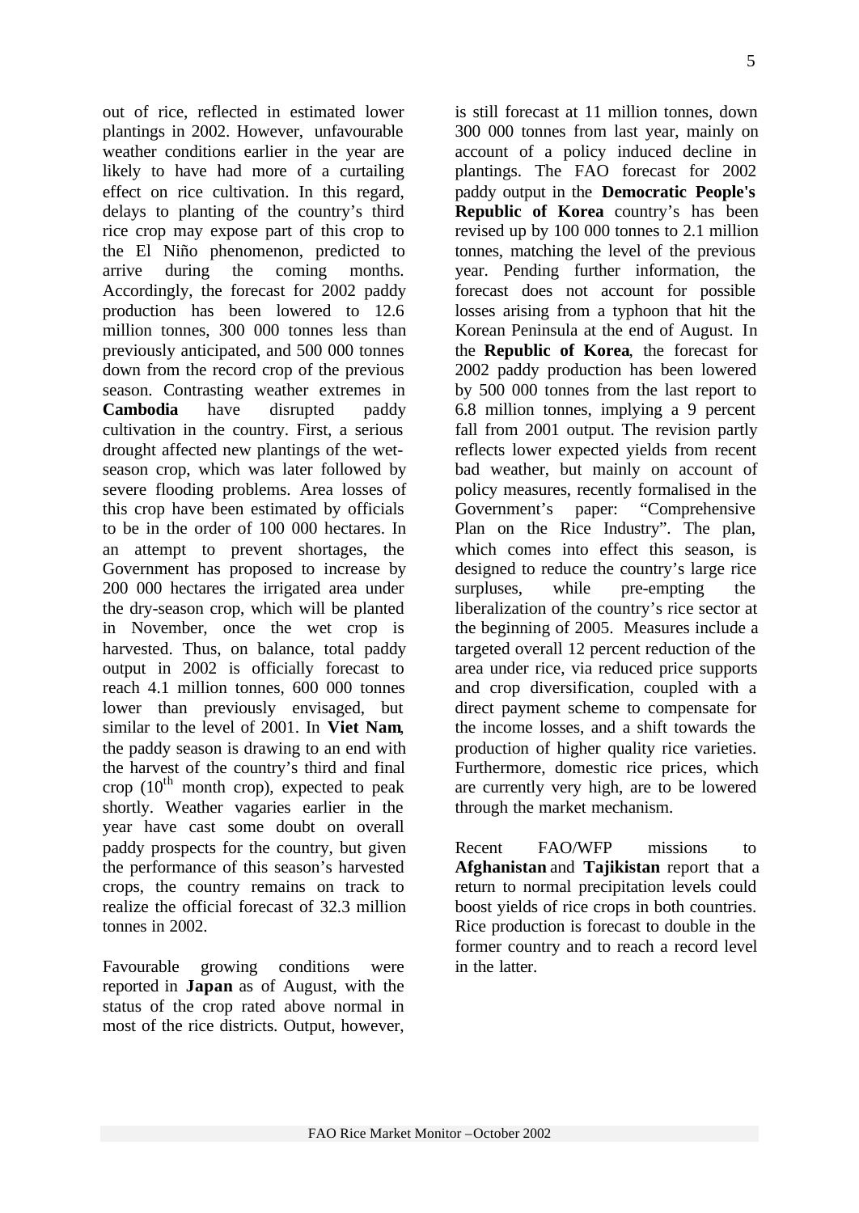out of rice, reflected in estimated lower plantings in 2002. However, unfavourable weather conditions earlier in the year are likely to have had more of a curtailing effect on rice cultivation. In this regard, delays to planting of the country's third rice crop may expose part of this crop to the El Niño phenomenon, predicted to arrive during the coming months. Accordingly, the forecast for 2002 paddy production has been lowered to 12.6 million tonnes, 300 000 tonnes less than previously anticipated, and 500 000 tonnes down from the record crop of the previous season. Contrasting weather extremes in **Cambodia** have disrupted paddy cultivation in the country. First, a serious drought affected new plantings of the wet-season crop, which was later followed by severe flooding problems. Area losses of this crop have been estimated by officials to be in the order of 100 000 hectares. In an attempt to prevent shortages, the Government has proposed to increase by 200 000 hectares the irrigated area under the dry-season crop, which will be planted in November, once the wet crop is harvested. Thus, on balance, total paddy output in 2002 is officially forecast to reach 4.1 million tonnes, 600 000 tonnes lower than previously envisaged, but similar to the level of 2001. In **Viet Nam**, the paddy season is drawing to an end with the harvest of the country's third and final crop (10th month crop), expected to peak shortly. Weather vagaries earlier in the year have cast some doubt on overall paddy prospects for the country, but given the performance of this season's harvested crops, the country remains on track to realize the official forecast of 32.3 million tonnes in 2002.

Favourable growing conditions were reported in **Japan** as of August, with the status of the crop rated above normal in most of the rice districts. Output, however, is still forecast at 11 million tonnes, down 300 000 tonnes from last year, mainly on account of a policy induced decline in plantings. The FAO forecast for 2002 paddy output in the **Democratic People's Republic of Korea** country's has been revised up by 100 000 tonnes to 2.1 million tonnes, matching the level of the previous year. Pending further information, the forecast does not account for possible losses arising from a typhoon that hit the Korean Peninsula at the end of August. In the **Republic of Korea**, the forecast for 2002 paddy production has been lowered by 500 000 tonnes from the last report to 6.8 million tonnes, implying a 9 percent fall from 2001 output. The revision partly reflects lower expected yields from recent bad weather, but mainly on account of policy measures, recently formalised in the Government's paper: "Comprehensive Plan on the Rice Industry". The plan, which comes into effect this season, is designed to reduce the country's large rice surpluses, while pre-empting the liberalization of the country's rice sector at the beginning of 2005. Measures include a targeted overall 12 percent reduction of the area under rice, via reduced price supports and crop diversification, coupled with a direct payment scheme to compensate for the income losses, and a shift towards the production of higher quality rice varieties. Furthermore, domestic rice prices, which are currently very high, are to be lowered through the market mechanism.

Recent FAO/WFP missions to **Afghanistan** and **Tajikistan** report that a return to normal precipitation levels could boost yields of rice crops in both countries. Rice production is forecast to double in the former country and to reach a record level in the latter.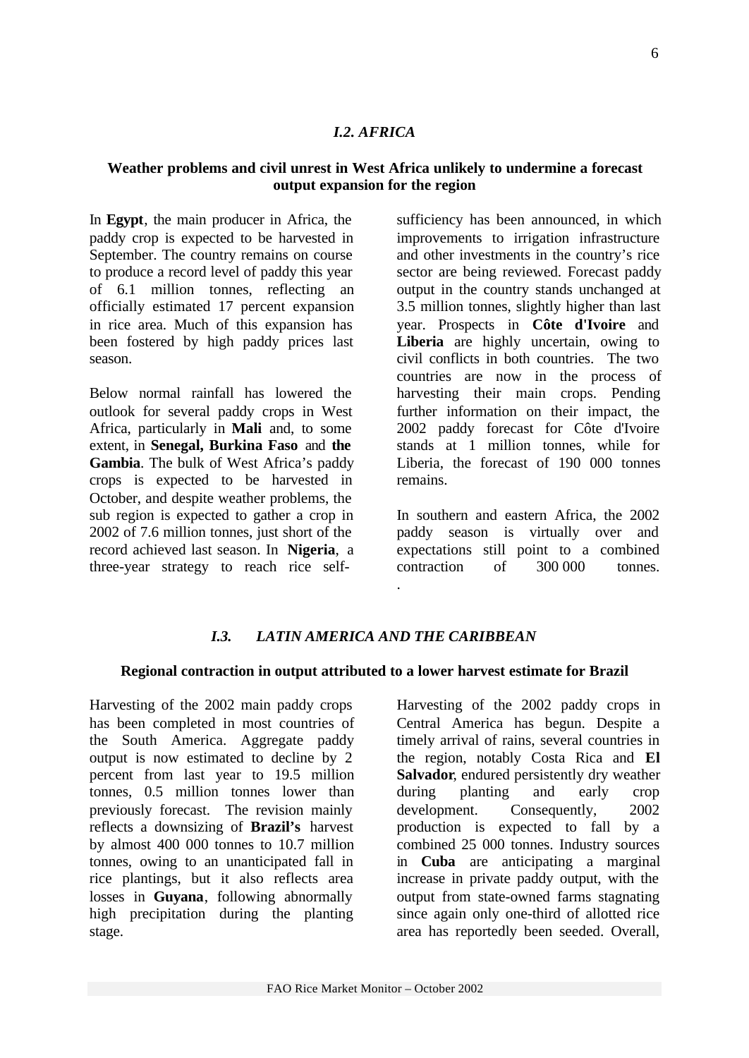### *I.2. AFRICA*

**Weather problems and civil unrest in West Africa unlikely to undermine a forecast output expansion for the region**

In **Egypt**, the main producer in Africa, the paddy crop is expected to be harvested in September. The country remains on course to produce a record level of paddy this year of 6.1 million tonnes, reflecting an officially estimated 17 percent expansion in rice area. Much of this expansion has been fostered by high paddy prices last season.

Below normal rainfall has lowered the outlook for several paddy crops in West Africa, particularly in **Mali** and, to some extent, in **Senegal, Burkina Faso** and **the Gambia**. The bulk of West Africa's paddy crops is expected to be harvested in October, and despite weather problems, the sub region is expected to gather a crop in 2002 of 7.6 million tonnes, just short of the record achieved last season. In **Nigeria**, a three-year strategy to reach rice self-sufficiency has been announced, in which improvements to irrigation infrastructure and other investments in the country's rice sector are being reviewed. Forecast paddy output in the country stands unchanged at 3.5 million tonnes, slightly higher than last year. Prospects in **Côte d'Ivoire** and **Liberia** are highly uncertain, owing to civil conflicts in both countries. The two countries are now in the process of harvesting their main crops. Pending further information on their impact, the 2002 paddy forecast for Côte d'Ivoire stands at 1 million tonnes, while for Liberia, the forecast of 190 000 tonnes remains.

In southern and eastern Africa, the 2002 paddy season is virtually over and expectations still point to a combined contraction of 300 000 tonnes.

### *I.3. LATIN AMERICA AND THE CARIBBEAN*

**Regional contraction in output attributed to a lower harvest estimate for Brazil**

Harvesting of the 2002 main paddy crops has been completed in most countries of the South America. Aggregate paddy output is now estimated to decline by 2 percent from last year to 19.5 million tonnes, 0.5 million tonnes lower than previously forecast. The revision mainly reflects a downsizing of **Brazil's** harvest by almost 400 000 tonnes to 10.7 million tonnes, owing to an unanticipated fall in rice plantings, but it also reflects area losses in **Guyana**, following abnormally high precipitation during the planting stage.

Harvesting of the 2002 paddy crops in Central America has begun. Despite a timely arrival of rains, several countries in the region, notably Costa Rica and **El Salvador**, endured persistently dry weather during planting and early crop development. Consequently, 2002 production is expected to fall by a combined 25 000 tonnes. Industry sources in **Cuba** are anticipating a marginal increase in private paddy output, with the output from state-owned farms stagnating since again only one-third of allotted rice area has reportedly been seeded. Overall,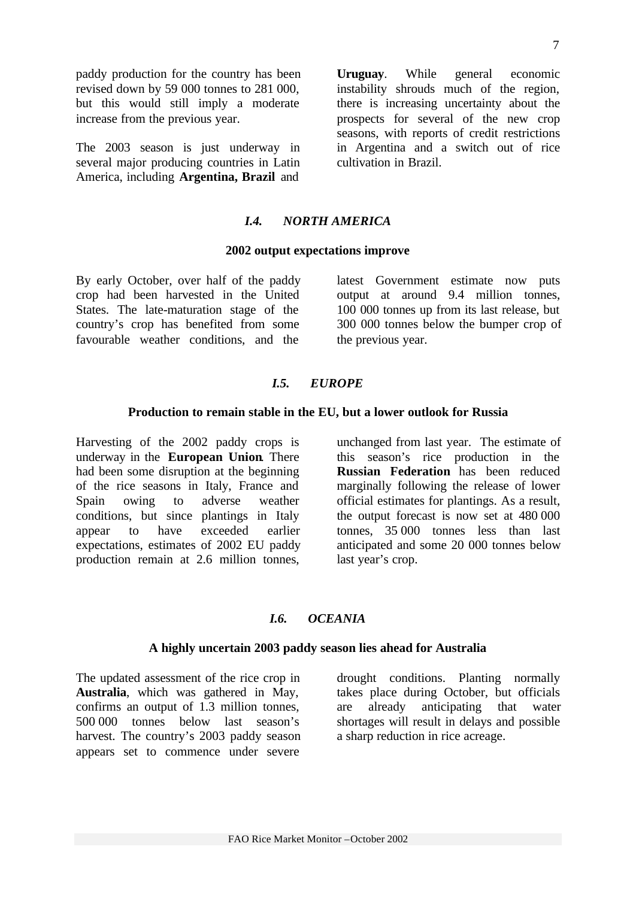paddy production for the country has been revised down by 59 000 tonnes to 281 000, but this would still imply a moderate increase from the previous year.

The 2003 season is just underway in several major producing countries in Latin America, including **Argentina, Brazil** and **Uruguay**. While general economic instability shrouds much of the region, there is increasing uncertainty about the prospects for several of the new crop seasons, with reports of credit restrictions in Argentina and a switch out of rice cultivation in Brazil.

## *I.4. NORTH AMERICA*

### 2002 output expectations improve

By early October, over half of the paddy crop had been harvested in the United States. The late-maturation stage of the country's crop has benefited from some favourable weather conditions, and the latest Government estimate now puts output at around 9.4 million tonnes, 100 000 tonnes up from its last release, but 300 000 tonnes below the bumper crop of the previous year.

## *I.5. EUROPE*

### Production to remain stable in the EU, but a lower outlook for Russia

Harvesting of the 2002 paddy crops is underway in the **European Union**. There had been some disruption at the beginning of the rice seasons in Italy, France and Spain owing to adverse weather conditions, but since plantings in Italy appear to have exceeded earlier expectations, estimates of 2002 EU paddy production remain at 2.6 million tonnes, unchanged from last year. The estimate of this season's rice production in the **Russian Federation** has been reduced marginally following the release of lower official estimates for plantings. As a result, the output forecast is now set at 480 000 tonnes, 35 000 tonnes less than last anticipated and some 20 000 tonnes below last year's crop.

## *I.6. OCEANIA*

### A highly uncertain 2003 paddy season lies ahead for Australia

The updated assessment of the rice crop in **Australia**, which was gathered in May, confirms an output of 1.3 million tonnes, 500 000 tonnes below last season's harvest. The country's 2003 paddy season appears set to commence under severe drought conditions. Planting normally takes place during October, but officials are already anticipating that water shortages will result in delays and possible a sharp reduction in rice acreage.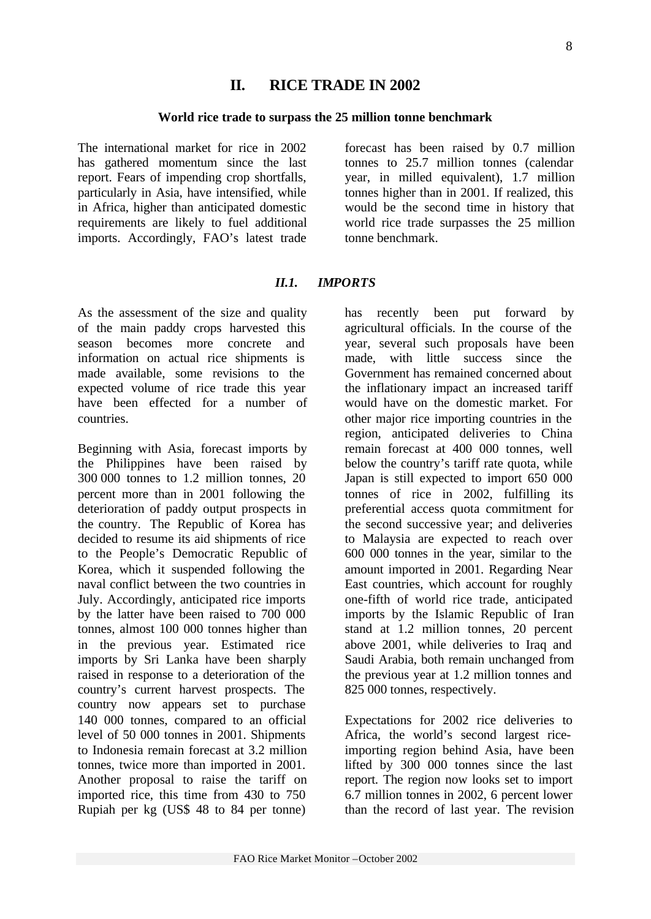# II. RICE TRADE IN 2002

**World rice trade to surpass the 25 million tonne benchmark**

The international market for rice in 2002 has gathered momentum since the last report. Fears of impending crop shortfalls, particularly in Asia, have intensified, while in Africa, higher than anticipated domestic requirements are likely to fuel additional imports. Accordingly, FAO's latest trade forecast has been raised by 0.7 million tonnes to 25.7 million tonnes (calendar year, in milled equivalent), 1.7 million tonnes higher than in 2001. If realized, this would be the second time in history that world rice trade surpasses the 25 million tonne benchmark.

## *II.1. IMPORTS*

As the assessment of the size and quality of the main paddy crops harvested this season becomes more concrete and information on actual rice shipments is made available, some revisions to the expected volume of rice trade this year have been effected for a number of countries.

Beginning with Asia, forecast imports by the Philippines have been raised by 300 000 tonnes to 1.2 million tonnes, 20 percent more than in 2001 following the deterioration of paddy output prospects in the country. The Republic of Korea has decided to resume its aid shipments of rice to the People's Democratic Republic of Korea, which it suspended following the naval conflict between the two countries in July. Accordingly, anticipated rice imports by the latter have been raised to 700 000 tonnes, almost 100 000 tonnes higher than in the previous year. Estimated rice imports by Sri Lanka have been sharply raised in response to a deterioration of the country's current harvest prospects. The country now appears set to purchase 140 000 tonnes, compared to an official level of 50 000 tonnes in 2001. Shipments to Indonesia remain forecast at 3.2 million tonnes, twice more than imported in 2001. Another proposal to raise the tariff on imported rice, this time from 430 to 750 Rupiah per kg (US$ 48 to 84 per tonne) has recently been put forward by agricultural officials. In the course of the year, several such proposals have been made, with little success since the Government has remained concerned about the inflationary impact an increased tariff would have on the domestic market. For other major rice importing countries in the region, anticipated deliveries to China remain forecast at 400 000 tonnes, well below the country's tariff rate quota, while Japan is still expected to import 650 000 tonnes of rice in 2002, fulfilling its preferential access quota commitment for the second successive year; and deliveries to Malaysia are expected to reach over 600 000 tonnes in the year, similar to the amount imported in 2001. Regarding Near East countries, which account for roughly one-fifth of world rice trade, anticipated imports by the Islamic Republic of Iran stand at 1.2 million tonnes, 20 percent above 2001, while deliveries to Iraq and Saudi Arabia, both remain unchanged from the previous year at 1.2 million tonnes and 825 000 tonnes, respectively.

Expectations for 2002 rice deliveries to Africa, the world's second largest rice-importing region behind Asia, have been lifted by 300 000 tonnes since the last report. The region now looks set to import 6.7 million tonnes in 2002, 6 percent lower than the record of last year. The revision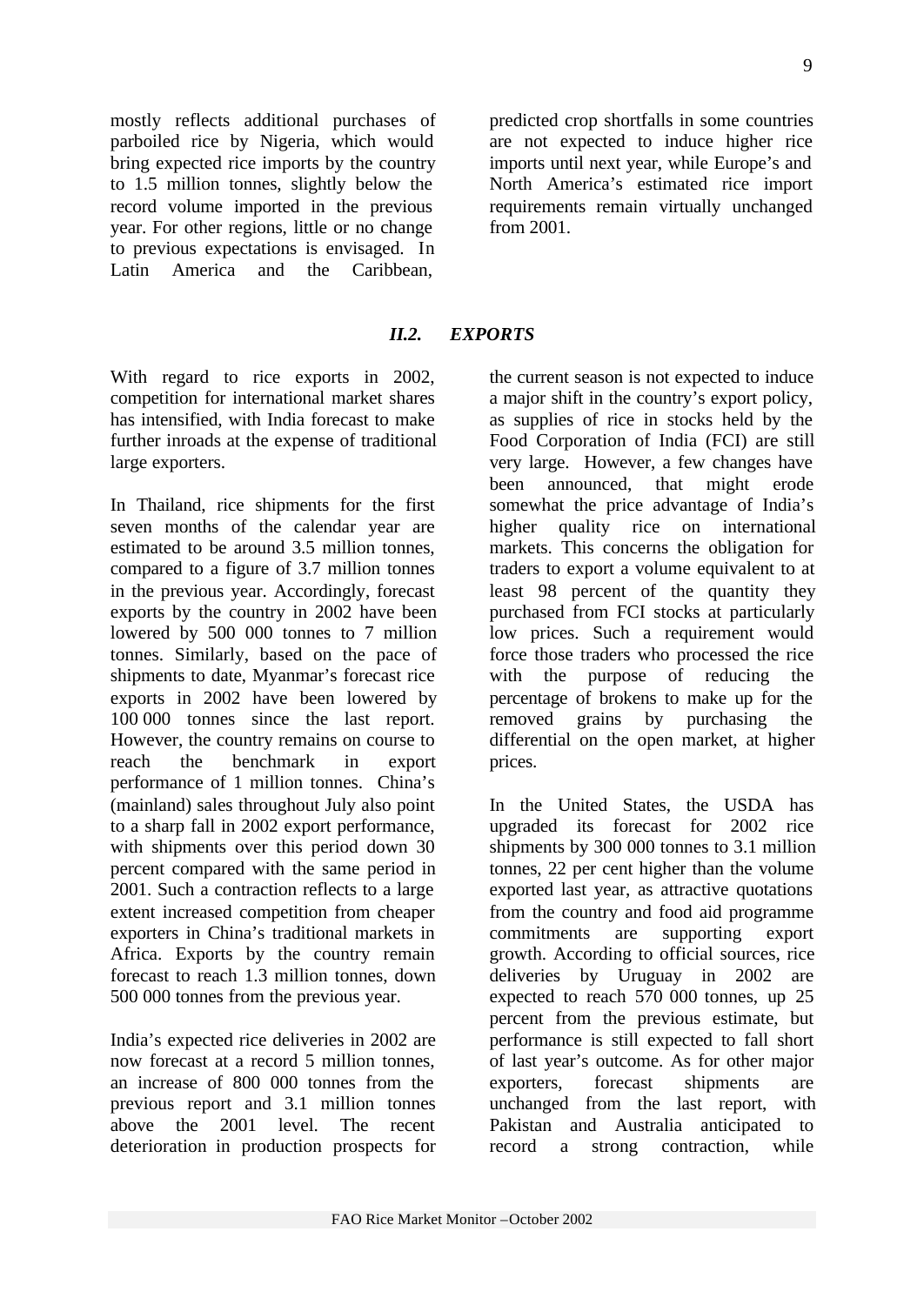mostly reflects additional purchases of parboiled rice by Nigeria, which would bring expected rice imports by the country to 1.5 million tonnes, slightly below the record volume imported in the previous year. For other regions, little or no change to previous expectations is envisaged. In Latin America and the Caribbean, predicted crop shortfalls in some countries are not expected to induce higher rice imports until next year, while Europe's and North America's estimated rice import requirements remain virtually unchanged from 2001.

### *II.2. EXPORTS*

With regard to rice exports in 2002, competition for international market shares has intensified, with India forecast to make further inroads at the expense of traditional large exporters.

In Thailand, rice shipments for the first seven months of the calendar year are estimated to be around 3.5 million tonnes, compared to a figure of 3.7 million tonnes in the previous year. Accordingly, forecast exports by the country in 2002 have been lowered by 500 000 tonnes to 7 million tonnes. Similarly, based on the pace of shipments to date, Myanmar's forecast rice exports in 2002 have been lowered by 100 000 tonnes since the last report. However, the country remains on course to reach the benchmark in export performance of 1 million tonnes. China's (mainland) sales throughout July also point to a sharp fall in 2002 export performance, with shipments over this period down 30 percent compared with the same period in 2001. Such a contraction reflects to a large extent increased competition from cheaper exporters in China's traditional markets in Africa. Exports by the country remain forecast to reach 1.3 million tonnes, down 500 000 tonnes from the previous year.

India's expected rice deliveries in 2002 are now forecast at a record 5 million tonnes, an increase of 800 000 tonnes from the previous report and 3.1 million tonnes above the 2001 level. The recent deterioration in production prospects for the current season is not expected to induce a major shift in the country's export policy, as supplies of rice in stocks held by the Food Corporation of India (FCI) are still very large. However, a few changes have been announced, that might erode somewhat the price advantage of India's higher quality rice on international markets. This concerns the obligation for traders to export a volume equivalent to at least 98 percent of the quantity they purchased from FCI stocks at particularly low prices. Such a requirement would force those traders who processed the rice with the purpose of reducing the percentage of brokens to make up for the removed grains by purchasing the differential on the open market, at higher prices.

In the United States, the USDA has upgraded its forecast for 2002 rice shipments by 300 000 tonnes to 3.1 million tonnes, 22 per cent higher than the volume exported last year, as attractive quotations from the country and food aid programme commitments are supporting export growth. According to official sources, rice deliveries by Uruguay in 2002 are expected to reach 570 000 tonnes, up 25 percent from the previous estimate, but performance is still expected to fall short of last year's outcome. As for other major exporters, forecast shipments are unchanged from the last report, with Pakistan and Australia anticipated to record a strong contraction, while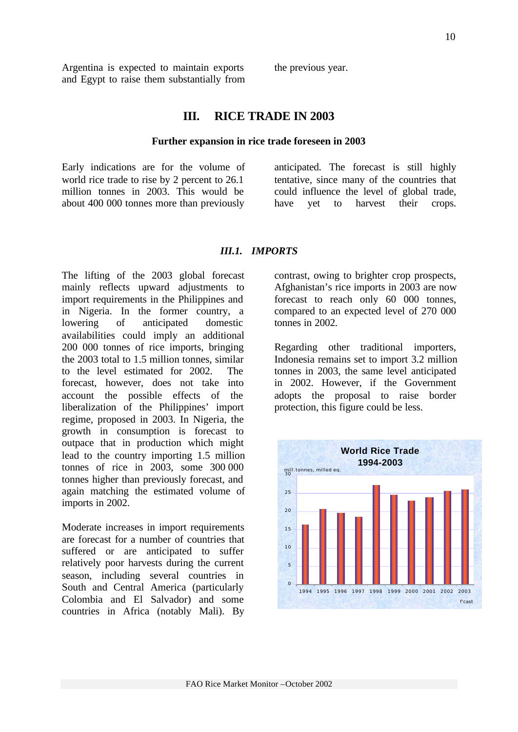Argentina is expected to maintain exports and Egypt to raise them substantially from the previous year.

## III. RICE TRADE IN 2003

**Further expansion in rice trade foreseen in 2003**

Early indications are for the volume of world rice trade to rise by 2 percent to 26.1 million tonnes in 2003. This would be about 400 000 tonnes more than previously anticipated. The forecast is still highly tentative, since many of the countries that could influence the level of global trade, have yet to harvest their crops.

### *III.1. IMPORTS*

The lifting of the 2003 global forecast mainly reflects upward adjustments to import requirements in the Philippines and in Nigeria. In the former country, a lowering of anticipated domestic availabilities could imply an additional 200 000 tonnes of rice imports, bringing the 2003 total to 1.5 million tonnes, similar to the level estimated for 2002. The forecast, however, does not take into account the possible effects of the liberalization of the Philippines' import regime, proposed in 2003. In Nigeria, the growth in consumption is forecast to outpace that in production which might lead to the country importing 1.5 million tonnes of rice in 2003, some 300 000 tonnes higher than previously forecast, and again matching the estimated volume of imports in 2002.

Moderate increases in import requirements are forecast for a number of countries that suffered or are anticipated to suffer relatively poor harvests during the current season, including several countries in South and Central America (particularly Colombia and El Salvador) and some countries in Africa (notably Mali). By contrast, owing to brighter crop prospects, Afghanistan's rice imports in 2003 are now forecast to reach only 60 000 tonnes, compared to an expected level of 270 000 tonnes in 2002.

Regarding other traditional importers, Indonesia remains set to import 3.2 million tonnes in 2003, the same level anticipated in 2002. However, if the Government adopts the proposal to raise border protection, this figure could be less.

**World Rice Trade 1994-2003**

mill.tonnes, milled eq.

(Chart: 1994–2003, 2003 f'cast)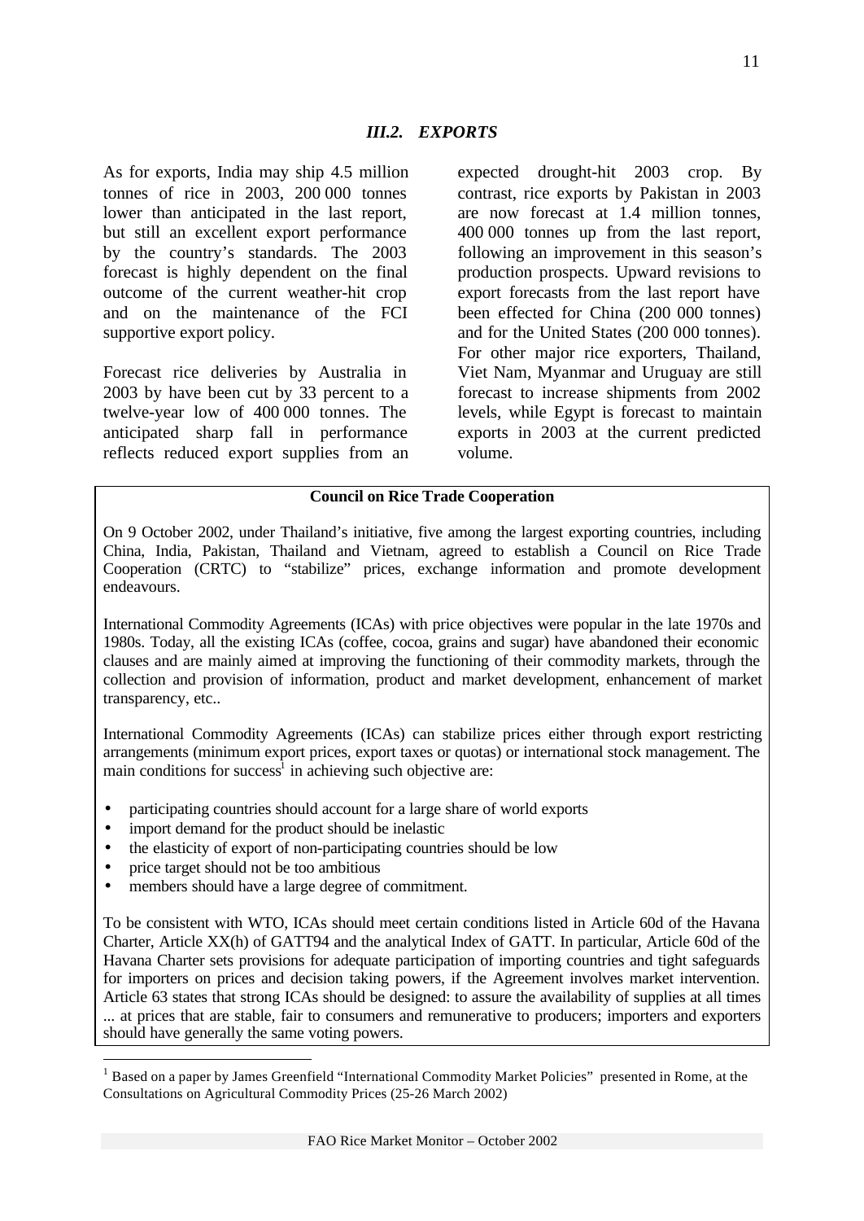### *III.2. EXPORTS*

As for exports, India may ship 4.5 million tonnes of rice in 2003, 200 000 tonnes lower than anticipated in the last report, but still an excellent export performance by the country's standards. The 2003 forecast is highly dependent on the final outcome of the current weather-hit crop and on the maintenance of the FCI supportive export policy.

Forecast rice deliveries by Australia in 2003 by have been cut by 33 percent to a twelve-year low of 400 000 tonnes. The anticipated sharp fall in performance reflects reduced export supplies from an expected drought-hit 2003 crop. By contrast, rice exports by Pakistan in 2003 are now forecast at 1.4 million tonnes, 400 000 tonnes up from the last report, following an improvement in this season's production prospects. Upward revisions to export forecasts from the last report have been effected for China (200 000 tonnes) and for the United States (200 000 tonnes). For other major rice exporters, Thailand, Viet Nam, Myanmar and Uruguay are still forecast to increase shipments from 2002 levels, while Egypt is forecast to maintain exports in 2003 at the current predicted volume.

**Council on Rice Trade Cooperation**

On 9 October 2002, under Thailand's initiative, five among the largest exporting countries, including China, India, Pakistan, Thailand and Vietnam, agreed to establish a Council on Rice Trade Cooperation (CRTC) to "stabilize" prices, exchange information and promote development endeavours.

International Commodity Agreements (ICAs) with price objectives were popular in the late 1970s and 1980s. Today, all the existing ICAs (coffee, cocoa, grains and sugar) have abandoned their economic clauses and are mainly aimed at improving the functioning of their commodity markets, through the collection and provision of information, product and market development, enhancement of market transparency, etc..

International Commodity Agreements (ICAs) can stabilize prices either through export restricting arrangements (minimum export prices, export taxes or quotas) or international stock management. The main conditions for success[1] in achieving such objective are:

- participating countries should account for a large share of world exports
- import demand for the product should be inelastic
- the elasticity of export of non-participating countries should be low
- price target should not be too ambitious
- members should have a large degree of commitment.

To be consistent with WTO, ICAs should meet certain conditions listed in Article 60d of the Havana Charter, Article XX(h) of GATT94 and the analytical Index of GATT. In particular, Article 60d of the Havana Charter sets provisions for adequate participation of importing countries and tight safeguards for importers on prices and decision taking powers, if the Agreement involves market intervention. Article 63 states that strong ICAs should be designed: to assure the availability of supplies at all times ... at prices that are stable, fair to consumers and remunerative to producers; importers and exporters should have generally the same voting powers.

---

[1] Based on a paper by James Greenfield "International Commodity Market Policies" presented in Rome, at the Consultations on Agricultural Commodity Prices (25-26 March 2002)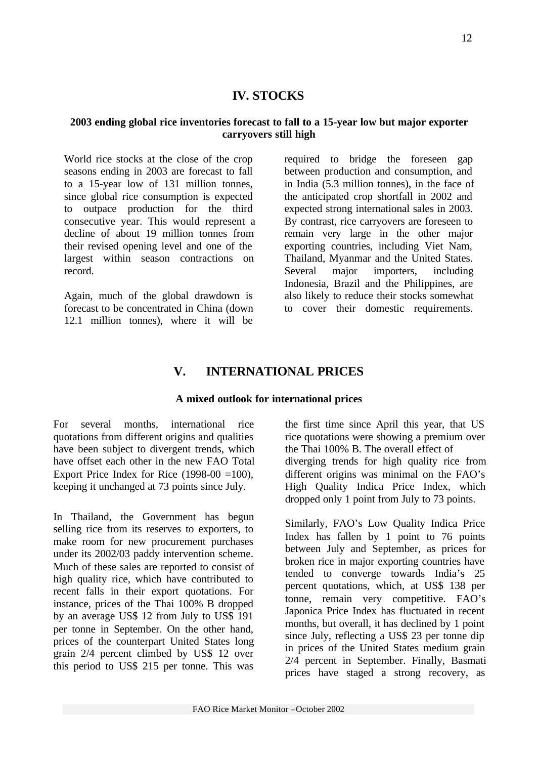# IV. STOCKS

### 2003 ending global rice inventories forecast to fall to a 15-year low but major exporter carryovers still high

World rice stocks at the close of the crop seasons ending in 2003 are forecast to fall to a 15-year low of 131 million tonnes, since global rice consumption is expected to outpace production for the third consecutive year. This would represent a decline of about 19 million tonnes from their revised opening level and one of the largest within season contractions on record.

Again, much of the global drawdown is forecast to be concentrated in China (down 12.1 million tonnes), where it will be required to bridge the foreseen gap between production and consumption, and in India (5.3 million tonnes), in the face of the anticipated crop shortfall in 2002 and expected strong international sales in 2003. By contrast, rice carryovers are foreseen to remain very large in the other major exporting countries, including Viet Nam, Thailand, Myanmar and the United States. Several major importers, including Indonesia, Brazil and the Philippines, are also likely to reduce their stocks somewhat to cover their domestic requirements.

# V. INTERNATIONAL PRICES

### A mixed outlook for international prices

For several months, international rice quotations from different origins and qualities have been subject to divergent trends, which have offset each other in the new FAO Total Export Price Index for Rice (1998-00 =100), keeping it unchanged at 73 points since July.

In Thailand, the Government has begun selling rice from its reserves to exporters, to make room for new procurement purchases under its 2002/03 paddy intervention scheme. Much of these sales are reported to consist of high quality rice, which have contributed to recent falls in their export quotations. For instance, prices of the Thai 100% B dropped by an average US$ 12 from July to US$ 191 per tonne in September. On the other hand, prices of the counterpart United States long grain 2/4 percent climbed by US$ 12 over this period to US$ 215 per tonne. This was the first time since April this year, that US rice quotations were showing a premium over the Thai 100% B. The overall effect of diverging trends for high quality rice from different origins was minimal on the FAO's High Quality Indica Price Index, which dropped only 1 point from July to 73 points.

Similarly, FAO's Low Quality Indica Price Index has fallen by 1 point to 76 points between July and September, as prices for broken rice in major exporting countries have tended to converge towards India's 25 percent quotations, which, at US$ 138 per tonne, remain very competitive. FAO's Japonica Price Index has fluctuated in recent months, but overall, it has declined by 1 point since July, reflecting a US$ 23 per tonne dip in prices of the United States medium grain 2/4 percent in September. Finally, Basmati prices have staged a strong recovery, as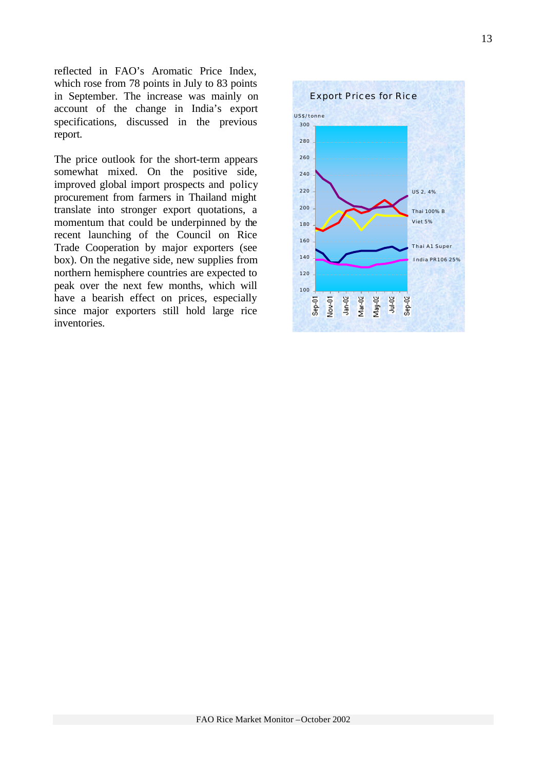reflected in FAO's Aromatic Price Index, which rose from 78 points in July to 83 points in September. The increase was mainly on account of the change in India's export specifications, discussed in the previous report.

The price outlook for the short-term appears somewhat mixed. On the positive side, improved global import prospects and policy procurement from farmers in Thailand might translate into stronger export quotations, a momentum that could be underpinned by the recent launching of the Council on Rice Trade Cooperation by major exporters (see box). On the negative side, new supplies from northern hemisphere countries are expected to peak over the next few months, which will have a bearish effect on prices, especially since major exporters still hold large rice inventories.

Export Prices for Rice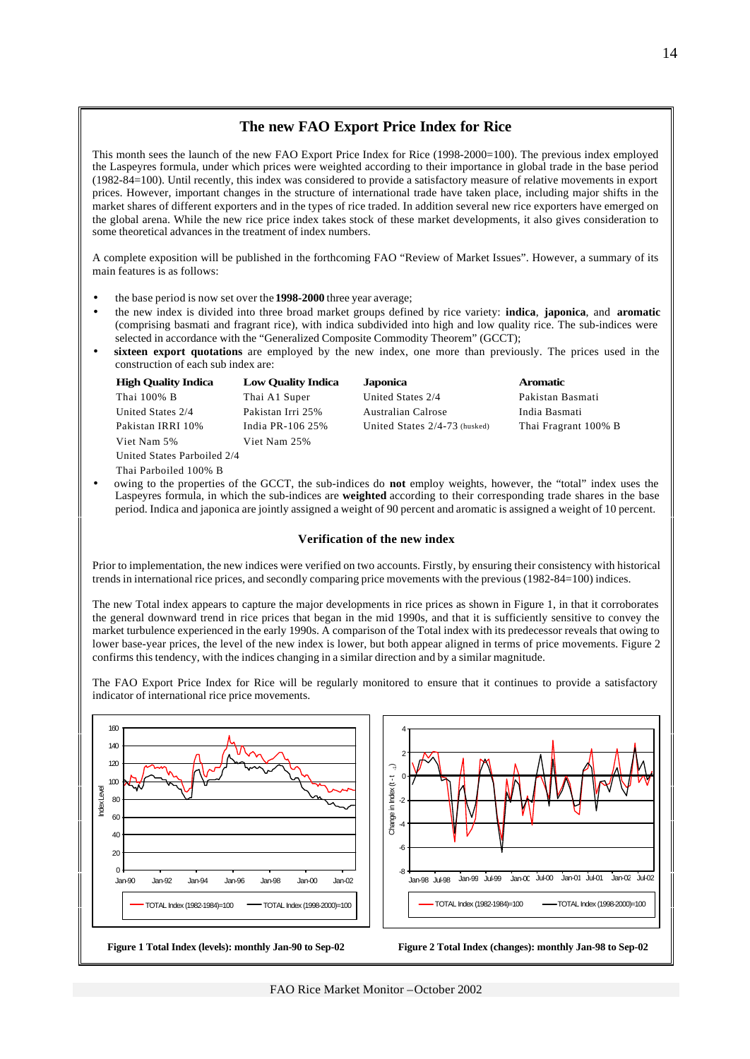## The new FAO Export Price Index for Rice

This month sees the launch of the new FAO Export Price Index for Rice (1998-2000=100). The previous index employed the Laspeyres formula, under which prices were weighted according to their importance in global trade in the base period (1982-84=100). Until recently, this index was considered to provide a satisfactory measure of relative movements in export prices. However, important changes in the structure of international trade have taken place, including major shifts in the market shares of different exporters and in the types of rice traded. In addition several new rice exporters have emerged on the global arena. While the new rice price index takes stock of these market developments, it also gives consideration to some theoretical advances in the treatment of index numbers.

A complete exposition will be published in the forthcoming FAO "Review of Market Issues". However, a summary of its main features is as follows:

- the base period is now set over the **1998-2000** three year average;
- the new index is divided into three broad market groups defined by rice variety: **indica**, **japonica**, and **aromatic** (comprising basmati and fragrant rice), with indica subdivided into high and low quality rice. The sub-indices were selected in accordance with the "Generalized Composite Commodity Theorem" (GCCT);
- **sixteen export quotations** are employed by the new index, one more than previously. The prices used in the construction of each sub index are:

| **High Quality Indica** | **Low Quality Indica** | **Japonica** | **Aromatic** |
|---|---|---|---|
| Thai 100% B | Thai A1 Super | United States 2/4 | Pakistan Basmati |
| United States 2/4 | Pakistan Irri 25% | Australian Calrose | India Basmati |
| Pakistan IRRI 10% | India PR-106 25% | United States 2/4-73 (husked) | Thai Fragrant 100% B |
| Viet Nam 5% | Viet Nam 25% | | |
| United States Parboiled 2/4 | | | |
| Thai Parboiled 100% B | | | |

- owing to the properties of the GCCT, the sub-indices do **not** employ weights, however, the "total" index uses the Laspeyres formula, in which the sub-indices are **weighted** according to their corresponding trade shares in the base period. Indica and japonica are jointly assigned a weight of 90 percent and aromatic is assigned a weight of 10 percent.

### Verification of the new index

Prior to implementation, the new indices were verified on two accounts. Firstly, by ensuring their consistency with historical trends in international rice prices, and secondly comparing price movements with the previous (1982-84=100) indices.

The new Total index appears to capture the major developments in rice prices as shown in Figure 1, in that it corroborates the general downward trend in rice prices that began in the mid 1990s, and that it is sufficiently sensitive to convey the market turbulence experienced in the early 1990s. A comparison of the Total index with its predecessor reveals that owing to lower base-year prices, the level of the new index is lower, but both appear aligned in terms of price movements. Figure 2 confirms this tendency, with the indices changing in a similar direction and by a similar magnitude.

The FAO Export Price Index for Rice will be regularly monitored to ensure that it continues to provide a satisfactory indicator of international rice price movements.

**Figure 1 Total Index (levels): monthly Jan-90 to Sep-02**

**Figure 2 Total Index (changes): monthly Jan-98 to Sep-02**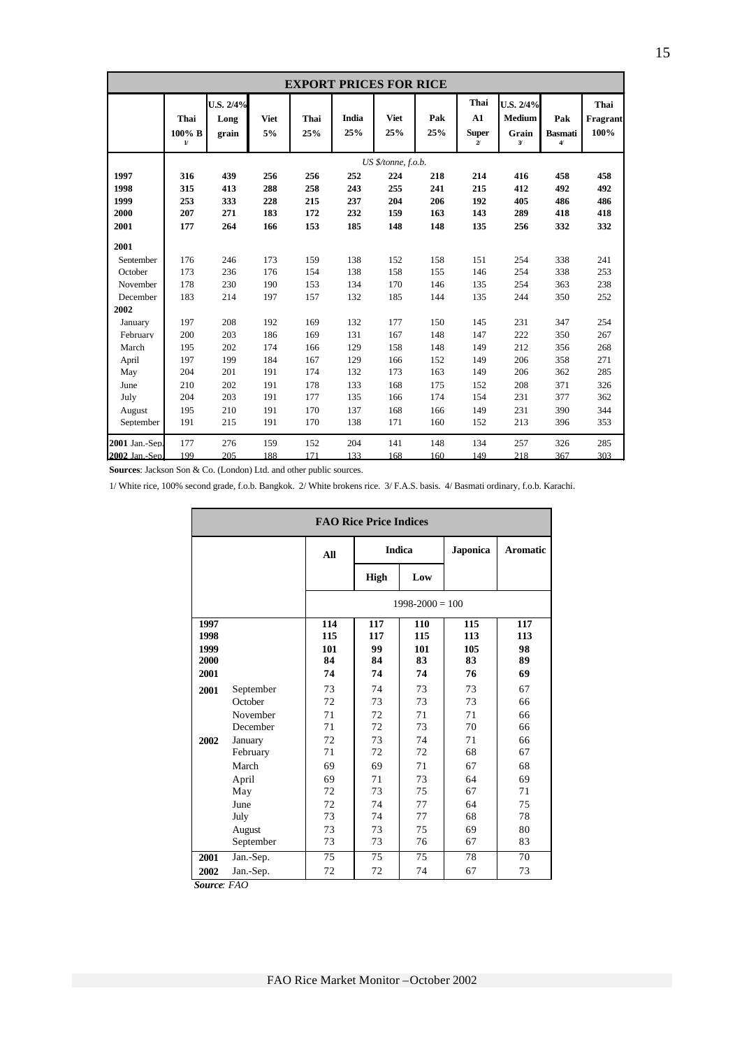## EXPORT PRICES FOR RICE

| | Thai 100% B 1/ | U.S. 2/4% Long grain | Viet 5% | Thai 25% | India 25% | Viet 25% | Pak 25% | Thai A1 Super 2/ | U.S. 2/4% Medium Grain 3/ | Pak Basmati 4/ | Thai Fragrant 100% |
|---|---|---|---|---|---|---|---|---|---|---|---|
| | | | | | | *US $/tonne, f.o.b.* | | | | | |
| **1997** | **316** | **439** | **256** | **256** | **252** | **224** | **218** | **214** | **416** | **458** | **458** |
| **1998** | **315** | **413** | **288** | **258** | **243** | **255** | **241** | **215** | **412** | **492** | **492** |
| **1999** | **253** | **333** | **228** | **215** | **237** | **204** | **206** | **192** | **405** | **486** | **486** |
| **2000** | **207** | **271** | **183** | **172** | **232** | **159** | **163** | **143** | **289** | **418** | **418** |
| **2001** | **177** | **264** | **166** | **153** | **185** | **148** | **148** | **135** | **256** | **332** | **332** |
| **2001** | | | | | | | | | | | |
| September | 176 | 246 | 173 | 159 | 138 | 152 | 158 | 151 | 254 | 338 | 241 |
| October | 173 | 236 | 176 | 154 | 138 | 158 | 155 | 146 | 254 | 338 | 253 |
| November | 178 | 230 | 190 | 153 | 134 | 170 | 146 | 135 | 254 | 363 | 238 |
| December | 183 | 214 | 197 | 157 | 132 | 185 | 144 | 135 | 244 | 350 | 252 |
| **2002** | | | | | | | | | | | |
| January | 197 | 208 | 192 | 169 | 132 | 177 | 150 | 145 | 231 | 347 | 254 |
| February | 200 | 203 | 186 | 169 | 131 | 167 | 148 | 147 | 222 | 350 | 267 |
| March | 195 | 202 | 174 | 166 | 129 | 158 | 148 | 149 | 212 | 356 | 268 |
| April | 197 | 199 | 184 | 167 | 129 | 166 | 152 | 149 | 206 | 358 | 271 |
| May | 204 | 201 | 191 | 174 | 132 | 173 | 163 | 149 | 206 | 362 | 285 |
| June | 210 | 202 | 191 | 178 | 133 | 168 | 175 | 152 | 208 | 371 | 326 |
| July | 204 | 203 | 191 | 177 | 135 | 166 | 174 | 154 | 231 | 377 | 362 |
| August | 195 | 210 | 191 | 170 | 137 | 168 | 166 | 149 | 231 | 390 | 344 |
| September | 191 | 215 | 191 | 170 | 138 | 171 | 160 | 152 | 213 | 396 | 353 |
| **2001** Jan.-Sep. | 177 | 276 | 159 | 152 | 204 | 141 | 148 | 134 | 257 | 326 | 285 |
| **2002** Jan.-Sep. | 199 | 205 | 188 | 171 | 133 | 168 | 160 | 149 | 218 | 367 | 303 |

**Sources**: Jackson Son & Co. (London) Ltd. and other public sources.

1/ White rice, 100% second grade, f.o.b. Bangkok. 2/ White brokens rice. 3/ F.A.S. basis. 4/ Basmati ordinary, f.o.b. Karachi.

## FAO Rice Price Indices

| | | All | Indica | | Japonica | Aromatic |
|---|---|---|---|---|---|---|
| | | | High | Low | | |
| | | | | 1998-2000 = 100 | | |
| **1997** | | **114** | **117** | **110** | **115** | **117** |
| **1998** | | **115** | **117** | **115** | **113** | **113** |
| **1999** | | **101** | **99** | **101** | **105** | **98** |
| **2000** | | **84** | **84** | **83** | **83** | **89** |
| **2001** | | **74** | **74** | **74** | **76** | **69** |
| **2001** | September | 73 | 74 | 73 | 73 | 67 |
| | October | 72 | 73 | 73 | 73 | 66 |
| | November | 71 | 72 | 71 | 71 | 66 |
| | December | 71 | 72 | 73 | 70 | 66 |
| **2002** | January | 72 | 73 | 74 | 71 | 66 |
| | February | 71 | 72 | 72 | 68 | 67 |
| | March | 69 | 69 | 71 | 67 | 68 |
| | April | 69 | 71 | 73 | 64 | 69 |
| | May | 72 | 73 | 75 | 67 | 71 |
| | June | 72 | 74 | 77 | 64 | 75 |
| | July | 73 | 74 | 77 | 68 | 78 |
| | August | 73 | 73 | 75 | 69 | 80 |
| | September | 73 | 73 | 76 | 67 | 83 |
| **2001** | Jan.-Sep. | 75 | 75 | 75 | 78 | 70 |
| **2002** | Jan.-Sep. | 72 | 72 | 74 | 67 | 73 |

***Source**: FAO*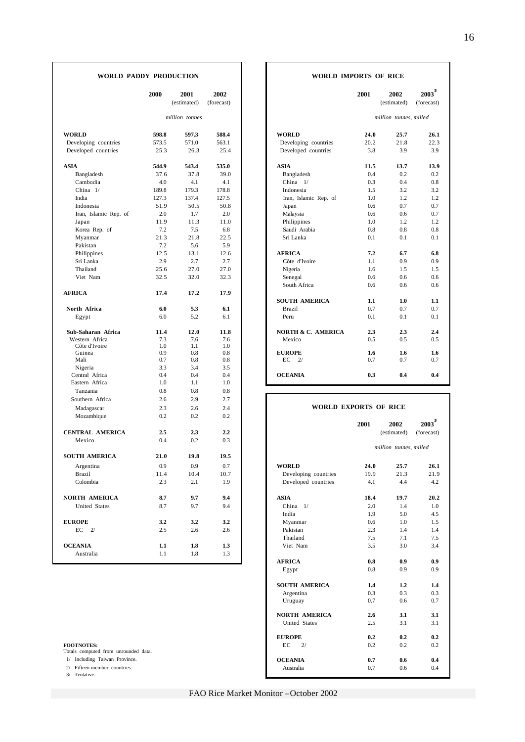## WORLD PADDY PRODUCTION

| | 2000 | 2001 (estimated) | 2002 (forecast) |
|---|---|---|---|
| | | *million tonnes* | |
| **WORLD** | **598.8** | **597.3** | **588.4** |
| Developing countries | 573.5 | 571.0 | 563.1 |
| Developed countries | 25.3 | 26.3 | 25.4 |
| **ASIA** | **544.9** | **543.4** | **535.0** |
| Bangladesh | 37.6 | 37.8 | 39.0 |
| Cambodia | 4.0 | 4.1 | 4.1 |
| China 1/ | 189.8 | 179.3 | 178.8 |
| India | 127.3 | 137.4 | 127.5 |
| Indonesia | 51.9 | 50.5 | 50.8 |
| Iran, Islamic Rep. of | 2.0 | 1.7 | 2.0 |
| Japan | 11.9 | 11.3 | 11.0 |
| Korea Rep. of | 7.2 | 7.5 | 6.8 |
| Myanmar | 21.3 | 21.8 | 22.5 |
| Pakistan | 7.2 | 5.6 | 5.9 |
| Philippines | 12.5 | 13.1 | 12.6 |
| Sri Lanka | 2.9 | 2.7 | 2.7 |
| Thailand | 25.6 | 27.0 | 27.0 |
| Viet Nam | 32.5 | 32.0 | 32.3 |
| **AFRICA** | **17.4** | **17.2** | **17.9** |
| **North Africa** | **6.0** | **5.3** | **6.1** |
| Egypt | 6.0 | 5.2 | 6.1 |
| **Sub-Saharan Africa** | **11.4** | **12.0** | **11.8** |
| Western Africa | 7.3 | 7.6 | 7.6 |
| Côte d'Ivoire | 1.0 | 1.1 | 1.0 |
| Guinea | 0.9 | 0.8 | 0.8 |
| Mali | 0.7 | 0.8 | 0.8 |
| Nigeria | 3.3 | 3.4 | 3.5 |
| Central Africa | 0.4 | 0.4 | 0.4 |
| Eastern Africa | 1.0 | 1.1 | 1.0 |
| Tanzania | 0.8 | 0.8 | 0.8 |
| Southern Africa | 2.6 | 2.9 | 2.7 |
| Madagascar | 2.3 | 2.6 | 2.4 |
| Mozambique | 0.2 | 0.2 | 0.2 |
| **CENTRAL AMERICA** | **2.5** | **2.3** | **2.2** |
| Mexico | 0.4 | 0.2 | 0.3 |
| **SOUTH AMERICA** | **21.0** | **19.8** | **19.5** |
| Argentina | 0.9 | 0.9 | 0.7 |
| Brazil | 11.4 | 10.4 | 10.7 |
| Colombia | 2.3 | 2.1 | 1.9 |
| **NORTH AMERICA** | **8.7** | **9.7** | **9.4** |
| United States | 8.7 | 9.7 | 9.4 |
| **EUROPE** | **3.2** | **3.2** | **3.2** |
| EC 2/ | 2.5 | 2.6 | 2.6 |
| **OCEANIA** | **1.1** | **1.8** | **1.3** |
| Australia | 1.1 | 1.8 | 1.3 |

## WORLD IMPORTS OF RICE

| | 2001 | 2002 (estimated) | 2003 3/ (forecast) |
|---|---|---|---|
| | | *million tonnes, milled* | |
| **WORLD** | **24.0** | **25.7** | **26.1** |
| Developing countries | 20.2 | 21.8 | 22.3 |
| Developed countries | 3.8 | 3.9 | 3.9 |
| **ASIA** | **11.5** | **13.7** | **13.9** |
| Bangladesh | 0.4 | 0.2 | 0.2 |
| China 1/ | 0.3 | 0.4 | 0.8 |
| Indonesia | 1.5 | 3.2 | 3.2 |
| Iran, Islamic Rep. of | 1.0 | 1.2 | 1.2 |
| Japan | 0.6 | 0.7 | 0.7 |
| Malaysia | 0.6 | 0.6 | 0.7 |
| Philippines | 1.0 | 1.2 | 1.2 |
| Saudi Arabia | 0.8 | 0.8 | 0.8 |
| Sri Lanka | 0.1 | 0.1 | 0.1 |
| **AFRICA** | **7.2** | **6.7** | **6.8** |
| Côte d'Ivoire | 1.1 | 0.9 | 0.9 |
| Nigeria | 1.6 | 1.5 | 1.5 |
| Senegal | 0.6 | 0.6 | 0.6 |
| South Africa | 0.6 | 0.6 | 0.6 |
| **SOUTH AMERICA** | **1.1** | **1.0** | **1.1** |
| Brazil | 0.7 | 0.7 | 0.7 |
| Peru | 0.1 | 0.1 | 0.1 |
| **NORTH & C. AMERICA** | **2.3** | **2.3** | **2.4** |
| Mexico | 0.5 | 0.5 | 0.5 |
| **EUROPE** | **1.6** | **1.6** | **1.6** |
| EC 2/ | 0.7 | 0.7 | 0.7 |
| **OCEANIA** | **0.3** | **0.4** | **0.4** |

## WORLD EXPORTS OF RICE

| | 2001 | 2002 (estimated) | 2003 3/ (forecast) |
|---|---|---|---|
| | | *million tonnes, milled* | |
| **WORLD** | **24.0** | **25.7** | **26.1** |
| Developing countries | 19.9 | 21.3 | 21.9 |
| Developed countries | 4.1 | 4.4 | 4.2 |
| **ASIA** | **18.4** | **19.7** | **20.2** |
| China 1/ | 2.0 | 1.4 | 1.0 |
| India | 1.9 | 5.0 | 4.5 |
| Myanmar | 0.6 | 1.0 | 1.5 |
| Pakistan | 2.3 | 1.4 | 1.4 |
| Thailand | 7.5 | 7.1 | 7.5 |
| Viet Nam | 3.5 | 3.0 | 3.4 |
| **AFRICA** | **0.8** | **0.9** | **0.9** |
| Egypt | 0.8 | 0.9 | 0.9 |
| **SOUTH AMERICA** | **1.4** | **1.2** | **1.4** |
| Argentina | 0.3 | 0.3 | 0.3 |
| Uruguay | 0.7 | 0.6 | 0.7 |
| **NORTH AMERICA** | **2.6** | **3.1** | **3.1** |
| United States | 2.5 | 3.1 | 3.1 |
| **EUROPE** | **0.2** | **0.2** | **0.2** |
| EC 2/ | 0.2 | 0.2 | 0.2 |
| **OCEANIA** | **0.7** | **0.6** | **0.4** |
| Australia | 0.7 | 0.6 | 0.4 |

**FOOTNOTES:**
Totals computed from unrounded data.
1/ Including Taiwan Province.
2/ Fifteen member countries.
3/ Tentative.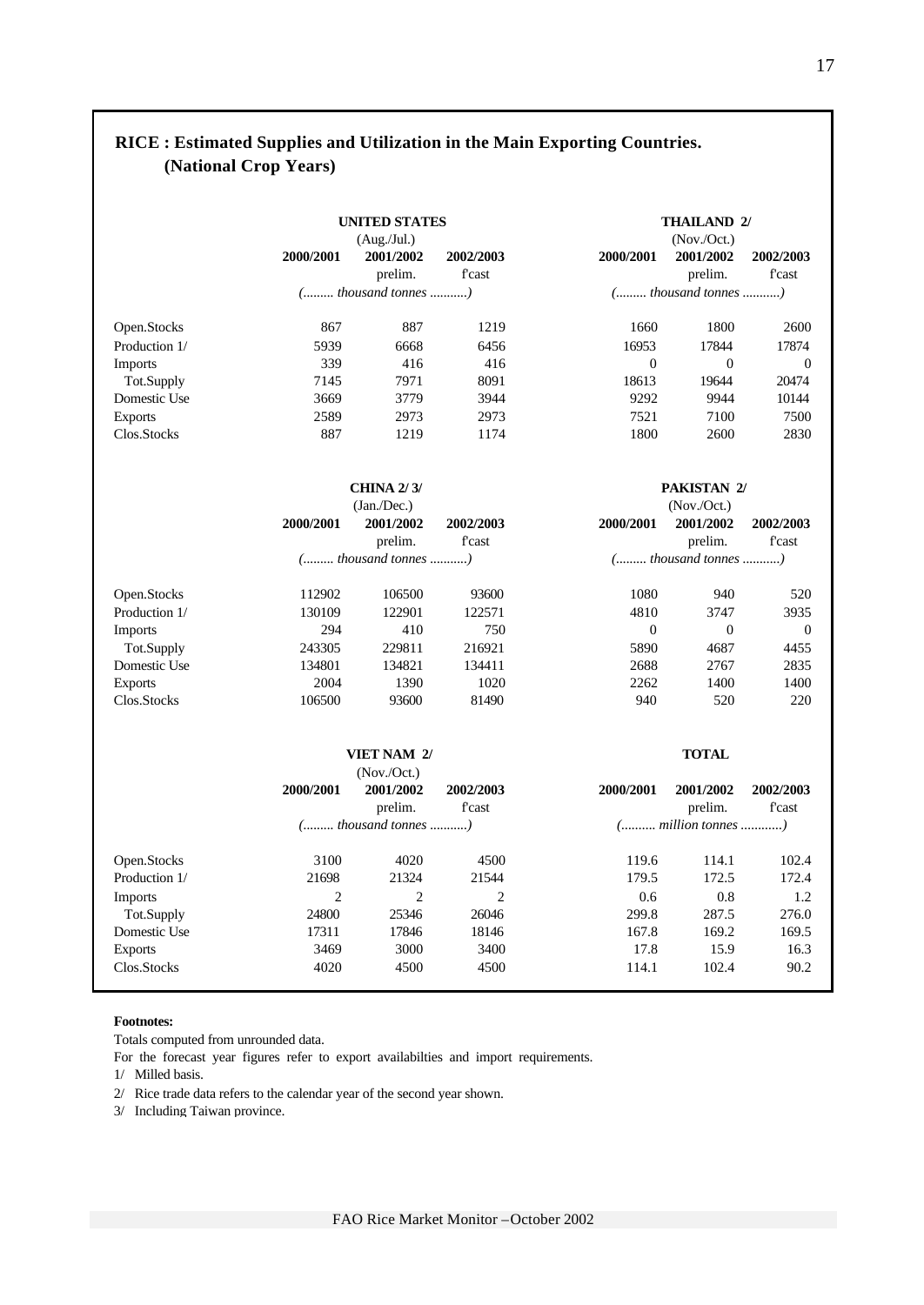## RICE : Estimated Supplies and Utilization in the Main Exporting Countries. (National Crop Years)

| | UNITED STATES (Aug./Jul.) | | | THAILAND 2/ (Nov./Oct.) | | |
|---|---|---|---|---|---|---|
| | 2000/2001 | 2001/2002 prelim. | 2002/2003 f'cast | 2000/2001 | 2001/2002 prelim. | 2002/2003 f'cast |
| | *(......... thousand tonnes ..........)* | | | *(......... thousand tonnes ..........)* | | |
| Open.Stocks | 867 | 887 | 1219 | 1660 | 1800 | 2600 |
| Production 1/ | 5939 | 6668 | 6456 | 16953 | 17844 | 17874 |
| Imports | 339 | 416 | 416 | 0 | 0 | 0 |
| Tot.Supply | 7145 | 7971 | 8091 | 18613 | 19644 | 20474 |
| Domestic Use | 3669 | 3779 | 3944 | 9292 | 9944 | 10144 |
| Exports | 2589 | 2973 | 2973 | 7521 | 7100 | 7500 |
| Clos.Stocks | 887 | 1219 | 1174 | 1800 | 2600 | 2830 |

| | CHINA 2/ 3/ (Jan./Dec.) | | | PAKISTAN 2/ (Nov./Oct.) | | |
|---|---|---|---|---|---|---|
| | 2000/2001 | 2001/2002 prelim. | 2002/2003 f'cast | 2000/2001 | 2001/2002 prelim. | 2002/2003 f'cast |
| | *(......... thousand tonnes ..........)* | | | *(......... thousand tonnes ..........)* | | |
| Open.Stocks | 112902 | 106500 | 93600 | 1080 | 940 | 520 |
| Production 1/ | 130109 | 122901 | 122571 | 4810 | 3747 | 3935 |
| Imports | 294 | 410 | 750 | 0 | 0 | 0 |
| Tot.Supply | 243305 | 229811 | 216921 | 5890 | 4687 | 4455 |
| Domestic Use | 134801 | 134821 | 134411 | 2688 | 2767 | 2835 |
| Exports | 2004 | 1390 | 1020 | 2262 | 1400 | 1400 |
| Clos.Stocks | 106500 | 93600 | 81490 | 940 | 520 | 220 |

| | VIET NAM 2/ (Nov./Oct.) | | | TOTAL | | |
|---|---|---|---|---|---|---|
| | 2000/2001 | 2001/2002 prelim. | 2002/2003 f'cast | 2000/2001 | 2001/2002 prelim. | 2002/2003 f'cast |
| | *(......... thousand tonnes ..........)* | | | *(.......... million tonnes ...........)* | | |
| Open.Stocks | 3100 | 4020 | 4500 | 119.6 | 114.1 | 102.4 |
| Production 1/ | 21698 | 21324 | 21544 | 179.5 | 172.5 | 172.4 |
| Imports | 2 | 2 | 2 | 0.6 | 0.8 | 1.2 |
| Tot.Supply | 24800 | 25346 | 26046 | 299.8 | 287.5 | 276.0 |
| Domestic Use | 17311 | 17846 | 18146 | 167.8 | 169.2 | 169.5 |
| Exports | 3469 | 3000 | 3400 | 17.8 | 15.9 | 16.3 |
| Clos.Stocks | 4020 | 4500 | 4500 | 114.1 | 102.4 | 90.2 |

**Footnotes:**

Totals computed from unrounded data.

For the forecast year figures refer to export availabilties and import requirements.

1/ Milled basis.

2/ Rice trade data refers to the calendar year of the second year shown.

3/ Including Taiwan province.